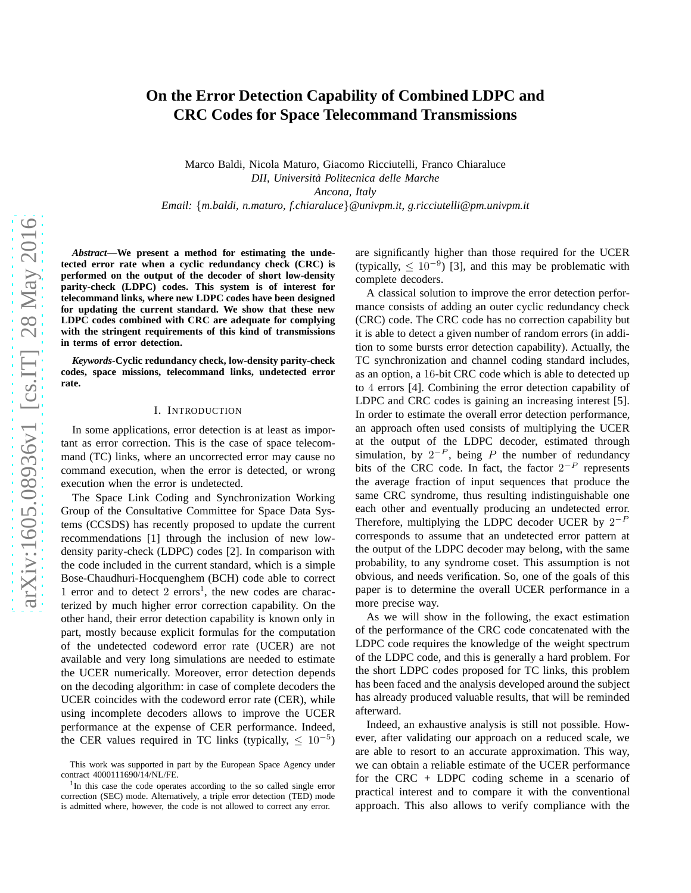# On the Error Detection Capability of Combined LDPC and CRC Codes for Space Telecommand Transmissions

Marco Baldi, Nicola Maturo, Giacomo Ricciutelli, Franco Chiaraluce
*DII, Università Politecnica delle Marche*
*Ancona, Italy*
*Email: {m.baldi, n.maturo, f.chiaraluce}@univpm.it, g.ricciutelli@pm.univpm.it*

***Abstract*—We present a method for estimating the undetected error rate when a cyclic redundancy check (CRC) is performed on the output of the decoder of short low-density parity-check (LDPC) codes. This system is of interest for telecommand links, where new LDPC codes have been designed for updating the current standard. We show that these new LDPC codes combined with CRC are adequate for complying with the stringent requirements of this kind of transmissions in terms of error detection.**

***Keywords*-Cyclic redundancy check, low-density parity-check codes, space missions, telecommand links, undetected error rate.**

## I. Introduction

In some applications, error detection is at least as important as error correction. This is the case of space telecommand (TC) links, where an uncorrected error may cause no command execution, when the error is detected, or wrong execution when the error is undetected.

The Space Link Coding and Synchronization Working Group of the Consultative Committee for Space Data Systems (CCSDS) has recently proposed to update the current recommendations [1] through the inclusion of new low-density parity-check (LDPC) codes [2]. In comparison with the code included in the current standard, which is a simple Bose-Chaudhuri-Hocquenghem (BCH) code able to correct 1 error and to detect 2 errors[1], the new codes are characterized by much higher error correction capability. On the other hand, their error detection capability is known only in part, mostly because explicit formulas for the computation of the undetected codeword error rate (UCER) are not available and very long simulations are needed to estimate the UCER numerically. Moreover, error detection depends on the decoding algorithm: in case of complete decoders the UCER coincides with the codeword error rate (CER), while using incomplete decoders allows to improve the UCER performance at the expense of CER performance. Indeed, the CER values required in TC links (typically, $\leq 10^{-5}$) are significantly higher than those required for the UCER (typically, $\leq 10^{-9}$) [3], and this may be problematic with complete decoders.

A classical solution to improve the error detection performance consists of adding an outer cyclic redundancy check (CRC) code. The CRC code has no correction capability but it is able to detect a given number of random errors (in addition to some bursts error detection capability). Actually, the TC synchronization and channel coding standard includes, as an option, a 16-bit CRC code which is able to detected up to 4 errors [4]. Combining the error detection capability of LDPC and CRC codes is gaining an increasing interest [5]. In order to estimate the overall error detection performance, an approach often used consists of multiplying the UCER at the output of the LDPC decoder, estimated through simulation, by $2^{-P}$, being $P$ the number of redundancy bits of the CRC code. In fact, the factor $2^{-P}$ represents the average fraction of input sequences that produce the same CRC syndrome, thus resulting indistinguishable one each other and eventually producing an undetected error. Therefore, multiplying the LDPC decoder UCER by $2^{-P}$ corresponds to assume that an undetected error pattern at the output of the LDPC decoder may belong, with the same probability, to any syndrome coset. This assumption is not obvious, and needs verification. So, one of the goals of this paper is to determine the overall UCER performance in a more precise way.

As we will show in the following, the exact estimation of the performance of the CRC code concatenated with the LDPC code requires the knowledge of the weight spectrum of the LDPC code, and this is generally a hard problem. For the short LDPC codes proposed for TC links, this problem has been faced and the analysis developed around the subject has already produced valuable results, that will be reminded afterward.

Indeed, an exhaustive analysis is still not possible. However, after validating our approach on a reduced scale, we are able to resort to an accurate approximation. This way, we can obtain a reliable estimate of the UCER performance for the CRC + LDPC coding scheme in a scenario of practical interest and to compare it with the conventional approach. This also allows to verify compliance with the

---

This work was supported in part by the European Space Agency under contract 4000111690/14/NL/FE.

[1] In this case the code operates according to the so called single error correction (SEC) mode. Alternatively, a triple error detection (TED) mode is admitted where, however, the code is not allowed to correct any error.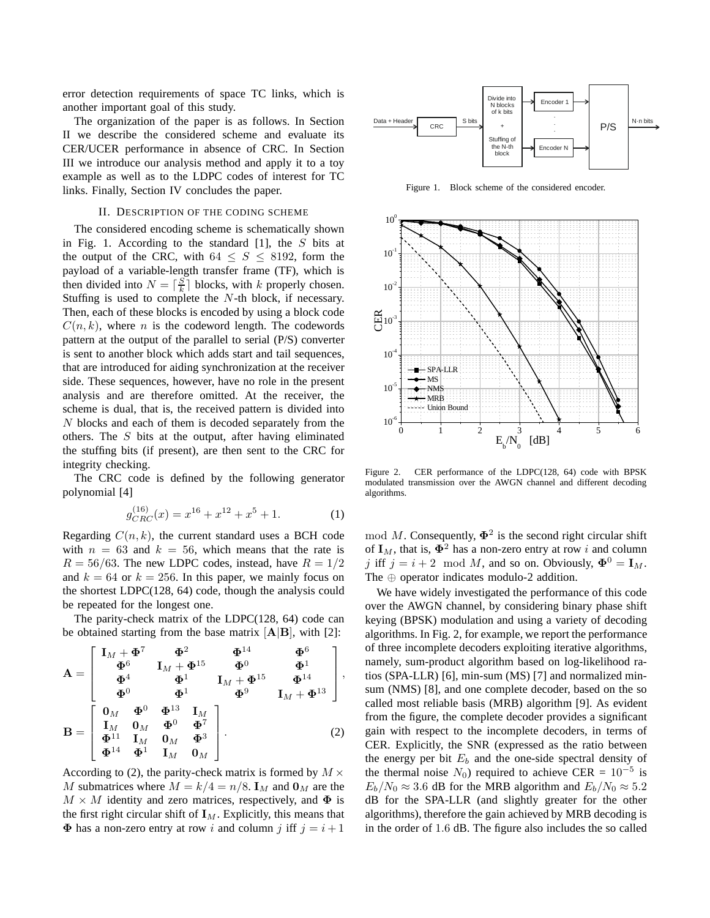error detection requirements of space TC links, which is another important goal of this study.

The organization of the paper is as follows. In Section II we describe the considered scheme and evaluate its CER/UCER performance in absence of CRC. In Section III we introduce our analysis method and apply it to a toy example as well as to the LDPC codes of interest for TC links. Finally, Section IV concludes the paper.

## II. Description of the coding scheme

The considered encoding scheme is schematically shown in Fig. 1. According to the standard [1], the $S$ bits at the output of the CRC, with $64 \leq S \leq 8192$, form the payload of a variable-length transfer frame (TF), which is then divided into $N = \lceil \frac{S}{k} \rceil$ blocks, with $k$ properly chosen. Stuffing is used to complete the $N$-th block, if necessary. Then, each of these blocks is encoded by using a block code $C(n, k)$, where $n$ is the codeword length. The codewords pattern at the output of the parallel to serial (P/S) converter is sent to another block which adds start and tail sequences, that are introduced for aiding synchronization at the receiver side. These sequences, however, have no role in the present analysis and are therefore omitted. At the receiver, the scheme is dual, that is, the received pattern is divided into $N$ blocks and each of them is decoded separately from the others. The $S$ bits at the output, after having eliminated the stuffing bits (if present), are then sent to the CRC for integrity checking.

Figure 1. Block scheme of the considered encoder.

The CRC code is defined by the following generator polynomial [4]

$$g_{CRC}^{(16)}(x) = x^{16} + x^{12} + x^5 + 1. \tag{1}$$

Regarding $C(n, k)$, the current standard uses a BCH code with $n = 63$ and $k = 56$, which means that the rate is $R = 56/63$. The new LDPC codes, instead, have $R = 1/2$ and $k = 64$ or $k = 256$. In this paper, we mainly focus on the shortest LDPC(128, 64) code, though the analysis could be repeated for the longest one.

The parity-check matrix of the LDPC(128, 64) code can be obtained starting from the base matrix $[\mathbf{A}|\mathbf{B}]$, with [2]:

$$\mathbf{A} = \begin{bmatrix} \mathbf{I}_M + \mathbf{\Phi}^7 & \mathbf{\Phi}^2 & \mathbf{\Phi}^{14} & \mathbf{\Phi}^6 \\ \mathbf{\Phi}^6 & \mathbf{I}_M + \mathbf{\Phi}^{15} & \mathbf{\Phi}^0 & \mathbf{\Phi}^1 \\ \mathbf{\Phi}^4 & \mathbf{\Phi}^1 & \mathbf{I}_M + \mathbf{\Phi}^{15} & \mathbf{\Phi}^{14} \\ \mathbf{\Phi}^0 & \mathbf{\Phi}^1 & \mathbf{\Phi}^9 & \mathbf{I}_M + \mathbf{\Phi}^{13} \end{bmatrix},$$

$$\mathbf{B} = \begin{bmatrix} \mathbf{0}_M & \mathbf{\Phi}^0 & \mathbf{\Phi}^{13} & \mathbf{I}_M \\ \mathbf{I}_M & \mathbf{0}_M & \mathbf{\Phi}^0 & \mathbf{\Phi}^7 \\ \mathbf{\Phi}^{11} & \mathbf{I}_M & \mathbf{0}_M & \mathbf{\Phi}^3 \\ \mathbf{\Phi}^{14} & \mathbf{\Phi}^1 & \mathbf{I}_M & \mathbf{0}_M \end{bmatrix}. \tag{2}$$

According to (2), the parity-check matrix is formed by $M \times M$ submatrices where $M = k/4 = n/8$. $\mathbf{I}_M$ and $\mathbf{0}_M$ are the $M \times M$ identity and zero matrices, respectively, and $\mathbf{\Phi}$ is the first right circular shift of $\mathbf{I}_M$. Explicitly, this means that $\mathbf{\Phi}$ has a non-zero entry at row $i$ and column $j$ iff $j = i + 1 \mod M$. Consequently, $\mathbf{\Phi}^2$ is the second right circular shift of $\mathbf{I}_M$, that is, $\mathbf{\Phi}^2$ has a non-zero entry at row $i$ and column $j$ iff $j = i + 2 \mod M$, and so on. Obviously, $\mathbf{\Phi}^0 = \mathbf{I}_M$. The $\oplus$ operator indicates modulo-2 addition.

Figure 2. CER performance of the LDPC(128, 64) code with BPSK modulated transmission over the AWGN channel and different decoding algorithms.

We have widely investigated the performance of this code over the AWGN channel, by considering binary phase shift keying (BPSK) modulation and using a variety of decoding algorithms. In Fig. 2, for example, we report the performance of three incomplete decoders exploiting iterative algorithms, namely, sum-product algorithm based on log-likelihood ratios (SPA-LLR) [6], min-sum (MS) [7] and normalized min-sum (NMS) [8], and one complete decoder, based on the so called most reliable basis (MRB) algorithm [9]. As evident from the figure, the complete decoder provides a significant gain with respect to the incomplete decoders, in terms of CER. Explicitly, the SNR (expressed as the ratio between the energy per bit $E_b$ and the one-side spectral density of the thermal noise $N_0$) required to achieve CER = $10^{-5}$ is $E_b/N_0 \approx 3.6$ dB for the MRB algorithm and $E_b/N_0 \approx 5.2$ dB for the SPA-LLR (and slightly greater for the other algorithms), therefore the gain achieved by MRB decoding is in the order of 1.6 dB. The figure also includes the so called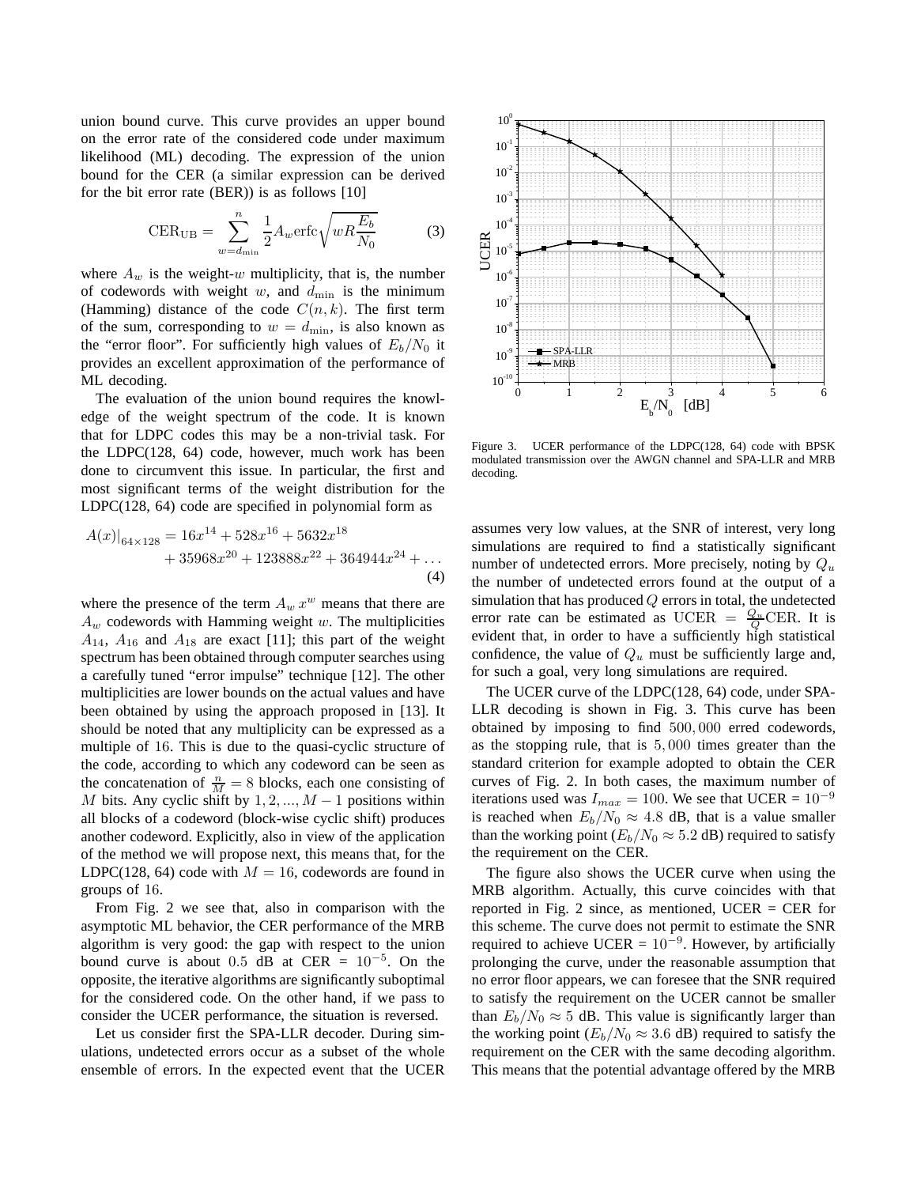union bound curve. This curve provides an upper bound on the error rate of the considered code under maximum likelihood (ML) decoding. The expression of the union bound for the CER (a similar expression can be derived for the bit error rate (BER)) is as follows [10]

$$\mathrm{CER}_{\mathrm{UB}} = \sum_{w=d_{\min}}^{n} \frac{1}{2} A_w \mathrm{erfc}\sqrt{wR\frac{E_b}{N_0}} \tag{3}$$

where $A_w$ is the weight-$w$ multiplicity, that is, the number of codewords with weight $w$, and $d_{\min}$ is the minimum (Hamming) distance of the code $C(n,k)$. The first term of the sum, corresponding to $w = d_{\min}$, is also known as the "error floor". For sufficiently high values of $E_b/N_0$ it provides an excellent approximation of the performance of ML decoding.

The evaluation of the union bound requires the knowledge of the weight spectrum of the code. It is known that for LDPC codes this may be a non-trivial task. For the LDPC(128, 64) code, however, much work has been done to circumvent this issue. In particular, the first and most significant terms of the weight distribution for the LDPC(128, 64) code are specified in polynomial form as

$$\begin{aligned} A(x)|_{64\times128} = 16x^{14} + 528x^{16} + 5632x^{18} \\ + 35968x^{20} + 123888x^{22} + 364944x^{24} + \ldots \end{aligned} \tag{4}$$

where the presence of the term $A_w\, x^w$ means that there are $A_w$ codewords with Hamming weight $w$. The multiplicities $A_{14}$, $A_{16}$ and $A_{18}$ are exact [11]; this part of the weight spectrum has been obtained through computer searches using a carefully tuned "error impulse" technique [12]. The other multiplicities are lower bounds on the actual values and have been obtained by using the approach proposed in [13]. It should be noted that any multiplicity can be expressed as a multiple of 16. This is due to the quasi-cyclic structure of the code, according to which any codeword can be seen as the concatenation of $\frac{n}{M} = 8$ blocks, each one consisting of $M$ bits. Any cyclic shift by $1, 2, ..., M-1$ positions within all blocks of a codeword (block-wise cyclic shift) produces another codeword. Explicitly, also in view of the application of the method we will propose next, this means that, for the LDPC(128, 64) code with $M = 16$, codewords are found in groups of 16.

From Fig. 2 we see that, also in comparison with the asymptotic ML behavior, the CER performance of the MRB algorithm is very good: the gap with respect to the union bound curve is about 0.5 dB at CER = $10^{-5}$. On the opposite, the iterative algorithms are significantly suboptimal for the considered code. On the other hand, if we pass to consider the UCER performance, the situation is reversed.

Let us consider first the SPA-LLR decoder. During simulations, undetected errors occur as a subset of the whole ensemble of errors. In the expected event that the UCER assumes very low values, at the SNR of interest, very long simulations are required to find a statistically significant number of undetected errors. More precisely, noting by $Q_u$ the number of undetected errors found at the output of a simulation that has produced $Q$ errors in total, the undetected error rate can be estimated as $\mathrm{UCER} = \frac{Q_u}{Q}\mathrm{CER}$. It is evident that, in order to have a sufficiently high statistical confidence, the value of $Q_u$ must be sufficiently large and, for such a goal, very long simulations are required.

Figure 3. UCER performance of the LDPC(128, 64) code with BPSK modulated transmission over the AWGN channel and SPA-LLR and MRB decoding.

The UCER curve of the LDPC(128, 64) code, under SPA-LLR decoding is shown in Fig. 3. This curve has been obtained by imposing to find $500,000$ erred codewords, as the stopping rule, that is $5,000$ times greater than the standard criterion for example adopted to obtain the CER curves of Fig. 2. In both cases, the maximum number of iterations used was $I_{max} = 100$. We see that UCER = $10^{-9}$ is reached when $E_b/N_0 \approx 4.8$ dB, that is a value smaller than the working point ($E_b/N_0 \approx 5.2$ dB) required to satisfy the requirement on the CER.

The figure also shows the UCER curve when using the MRB algorithm. Actually, this curve coincides with that reported in Fig. 2 since, as mentioned, UCER = CER for this scheme. The curve does not permit to estimate the SNR required to achieve UCER = $10^{-9}$. However, by artificially prolonging the curve, under the reasonable assumption that no error floor appears, we can foresee that the SNR required to satisfy the requirement on the UCER cannot be smaller than $E_b/N_0 \approx 5$ dB. This value is significantly larger than the working point ($E_b/N_0 \approx 3.6$ dB) required to satisfy the requirement on the CER with the same decoding algorithm. This means that the potential advantage offered by the MRB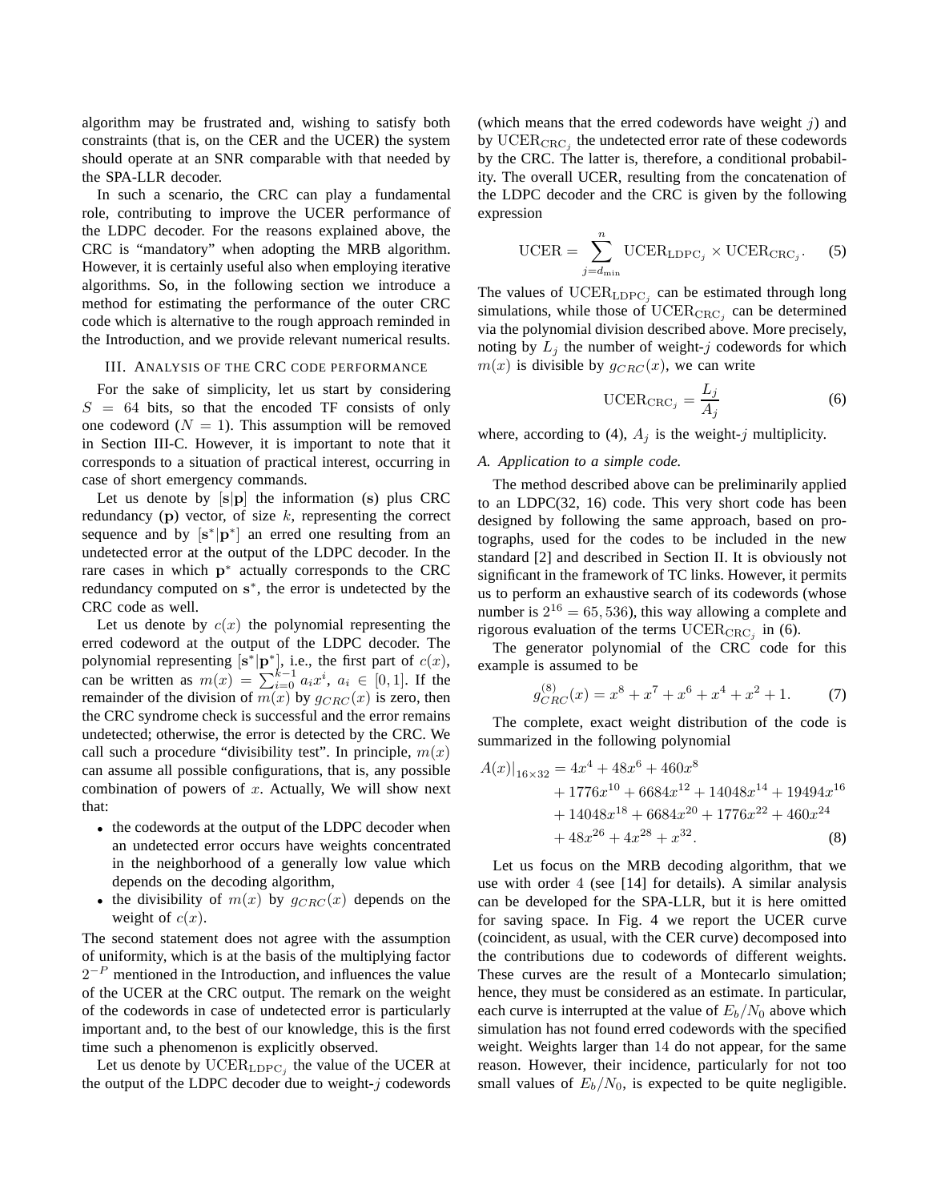algorithm may be frustrated and, wishing to satisfy both constraints (that is, on the CER and the UCER) the system should operate at an SNR comparable with that needed by the SPA-LLR decoder.

In such a scenario, the CRC can play a fundamental role, contributing to improve the UCER performance of the LDPC decoder. For the reasons explained above, the CRC is "mandatory" when adopting the MRB algorithm. However, it is certainly useful also when employing iterative algorithms. So, in the following section we introduce a method for estimating the performance of the outer CRC code which is alternative to the rough approach reminded in the Introduction, and we provide relevant numerical results.

## III. Analysis of the CRC code performance

For the sake of simplicity, let us start by considering $S = 64$ bits, so that the encoded TF consists of only one codeword ($N = 1$). This assumption will be removed in Section III-C. However, it is important to note that it corresponds to a situation of practical interest, occurring in case of short emergency commands.

Let us denote by $[\mathbf{s}|\mathbf{p}]$ the information ($\mathbf{s}$) plus CRC redundancy ($\mathbf{p}$) vector, of size $k$, representing the correct sequence and by $[\mathbf{s}^*|\mathbf{p}^*]$ an erred one resulting from an undetected error at the output of the LDPC decoder. In the rare cases in which $\mathbf{p}^*$ actually corresponds to the CRC redundancy computed on $\mathbf{s}^*$, the error is undetected by the CRC code as well.

Let us denote by $c(x)$ the polynomial representing the erred codeword at the output of the LDPC decoder. The polynomial representing $[\mathbf{s}^*|\mathbf{p}^*]$, i.e., the first part of $c(x)$, can be written as $m(x) = \sum_{i=0}^{k-1} a_i x^i$, $a_i \in [0, 1]$. If the remainder of the division of $m(x)$ by $g_{CRC}(x)$ is zero, then the CRC syndrome check is successful and the error remains undetected; otherwise, the error is detected by the CRC. We call such a procedure "divisibility test". In principle, $m(x)$ can assume all possible configurations, that is, any possible combination of powers of $x$. Actually, We will show next that:

- the codewords at the output of the LDPC decoder when an undetected error occurs have weights concentrated in the neighborhood of a generally low value which depends on the decoding algorithm,
- the divisibility of $m(x)$ by $g_{CRC}(x)$ depends on the weight of $c(x)$.

The second statement does not agree with the assumption of uniformity, which is at the basis of the multiplying factor $2^{-P}$ mentioned in the Introduction, and influences the value of the UCER at the CRC output. The remark on the weight of the codewords in case of undetected error is particularly important and, to the best of our knowledge, this is the first time such a phenomenon is explicitly observed.

Let us denote by $\mathrm{UCER}_{\mathrm{LDPC}_j}$ the value of the UCER at the output of the LDPC decoder due to weight-$j$ codewords (which means that the erred codewords have weight $j$) and by $\mathrm{UCER}_{\mathrm{CRC}_j}$ the undetected error rate of these codewords by the CRC. The latter is, therefore, a conditional probability. The overall UCER, resulting from the concatenation of the LDPC decoder and the CRC is given by the following expression

$$\mathrm{UCER} = \sum_{j=d_{\min}}^{n} \mathrm{UCER}_{\mathrm{LDPC}_j} \times \mathrm{UCER}_{\mathrm{CRC}_j}. \quad (5)$$

The values of $\mathrm{UCER}_{\mathrm{LDPC}_j}$ can be estimated through long simulations, while those of $\mathrm{UCER}_{\mathrm{CRC}_j}$ can be determined via the polynomial division described above. More precisely, noting by $L_j$ the number of weight-$j$ codewords for which $m(x)$ is divisible by $g_{CRC}(x)$, we can write

$$\mathrm{UCER}_{\mathrm{CRC}_j} = \frac{L_j}{A_j} \quad (6)$$

where, according to (4), $A_j$ is the weight-$j$ multiplicity.

### A. Application to a simple code.

The method described above can be preliminarily applied to an LDPC(32, 16) code. This very short code has been designed by following the same approach, based on protographs, used for the codes to be included in the new standard [2] and described in Section II. It is obviously not significant in the framework of TC links. However, it permits us to perform an exhaustive search of its codewords (whose number is $2^{16} = 65,536$), this way allowing a complete and rigorous evaluation of the terms $\mathrm{UCER}_{\mathrm{CRC}_j}$ in (6).

The generator polynomial of the CRC code for this example is assumed to be

$$g_{CRC}^{(8)}(x) = x^8 + x^7 + x^6 + x^4 + x^2 + 1. \quad (7)$$

The complete, exact weight distribution of the code is summarized in the following polynomial

$$\begin{aligned} A(x)|_{16\times 32} &= 4x^4 + 48x^6 + 460x^8 \\ &+ 1776x^{10} + 6684x^{12} + 14048x^{14} + 19494x^{16} \\ &+ 14048x^{18} + 6684x^{20} + 1776x^{22} + 460x^{24} \\ &+ 48x^{26} + 4x^{28} + x^{32}. \end{aligned} \quad (8)$$

Let us focus on the MRB decoding algorithm, that we use with order 4 (see [14] for details). A similar analysis can be developed for the SPA-LLR, but it is here omitted for saving space. In Fig. 4 we report the UCER curve (coincident, as usual, with the CER curve) decomposed into the contributions due to codewords of different weights. These curves are the result of a Montecarlo simulation; hence, they must be considered as an estimate. In particular, each curve is interrupted at the value of $E_b/N_0$ above which simulation has not found erred codewords with the specified weight. Weights larger than 14 do not appear, for the same reason. However, their incidence, particularly for not too small values of $E_b/N_0$, is expected to be quite negligible.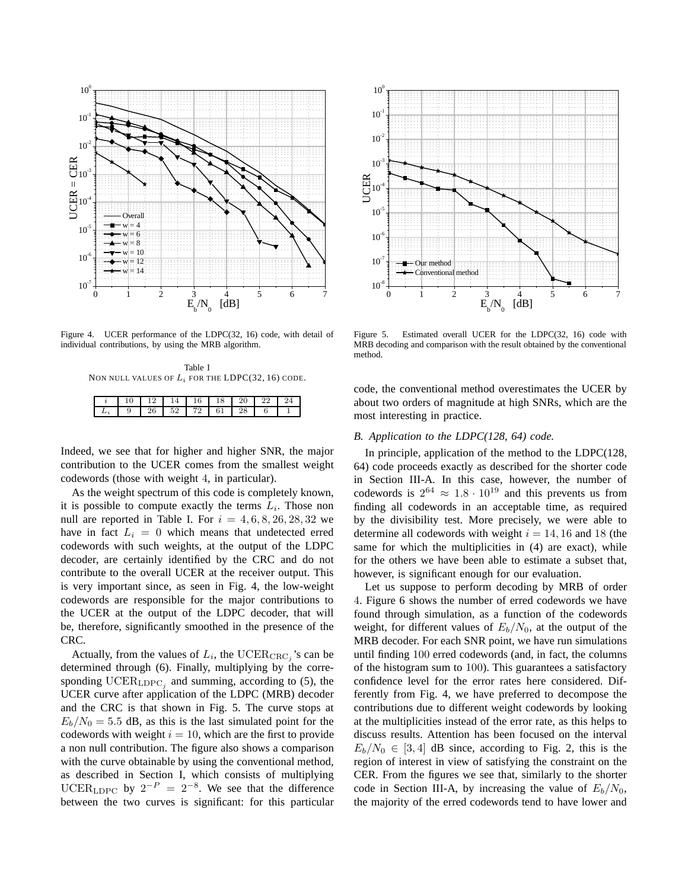Figure 4. UCER performance of the LDPC(32, 16) code, with detail of individual contributions, by using the MRB algorithm.

Table I
NON NULL VALUES OF $L_i$ FOR THE LDPC(32, 16) CODE.

| $i$ | 10 | 12 | 14 | 16 | 18 | 20 | 22 | 24 |
|---|---|---|---|---|---|---|---|---|
| $L_i$ | 9 | 26 | 52 | 72 | 61 | 28 | 6 | 1 |

Indeed, we see that for higher and higher SNR, the major contribution to the UCER comes from the smallest weight codewords (those with weight 4, in particular).

As the weight spectrum of this code is completely known, it is possible to compute exactly the terms $L_i$. Those non null are reported in Table I. For $i = 4, 6, 8, 26, 28, 32$ we have in fact $L_i = 0$ which means that undetected erred codewords with such weights, at the output of the LDPC decoder, are certainly identified by the CRC and do not contribute to the overall UCER at the receiver output. This is very important since, as seen in Fig. 4, the low-weight codewords are responsible for the major contributions to the UCER at the output of the LDPC decoder, that will be, therefore, significantly smoothed in the presence of the CRC.

Actually, from the values of $L_i$, the $\mathrm{UCER}_{\mathrm{CRC}_j}$'s can be determined through (6). Finally, multiplying by the corresponding $\mathrm{UCER}_{\mathrm{LDPC}_j}$ and summing, according to (5), the UCER curve after application of the LDPC (MRB) decoder and the CRC is that shown in Fig. 5. The curve stops at $E_b/N_0 = 5.5$ dB, as this is the last simulated point for the codewords with weight $i = 10$, which are the first to provide a non null contribution. The figure also shows a comparison with the curve obtainable by using the conventional method, as described in Section I, which consists of multiplying $\mathrm{UCER}_{\mathrm{LDPC}}$ by $2^{-P} = 2^{-8}$. We see that the difference between the two curves is significant: for this particular

Figure 5. Estimated overall UCER for the LDPC(32, 16) code with MRB decoding and comparison with the result obtained by the conventional method.

code, the conventional method overestimates the UCER by about two orders of magnitude at high SNRs, which are the most interesting in practice.

### B. Application to the LDPC(128, 64) code.

In principle, application of the method to the LDPC(128, 64) code proceeds exactly as described for the shorter code in Section III-A. In this case, however, the number of codewords is $2^{64} \approx 1.8 \cdot 10^{19}$ and this prevents us from finding all codewords in an acceptable time, as required by the divisibility test. More precisely, we were able to determine all codewords with weight $i = 14, 16$ and 18 (the same for which the multiplicities in (4) are exact), while for the others we have been able to estimate a subset that, however, is significant enough for our evaluation.

Let us suppose to perform decoding by MRB of order 4. Figure 6 shows the number of erred codewords we have found through simulation, as a function of the codewords weight, for different values of $E_b/N_0$, at the output of the MRB decoder. For each SNR point, we have run simulations until finding 100 erred codewords (and, in fact, the columns of the histogram sum to 100). This guarantees a satisfactory confidence level for the error rates here considered. Differently from Fig. 4, we have preferred to decompose the contributions due to different weight codewords by looking at the multiplicities instead of the error rate, as this helps to discuss results. Attention has been focused on the interval $E_b/N_0 \in [3, 4]$ dB since, according to Fig. 2, this is the region of interest in view of satisfying the constraint on the CER. From the figures we see that, similarly to the shorter code in Section III-A, by increasing the value of $E_b/N_0$, the majority of the erred codewords tend to have lower and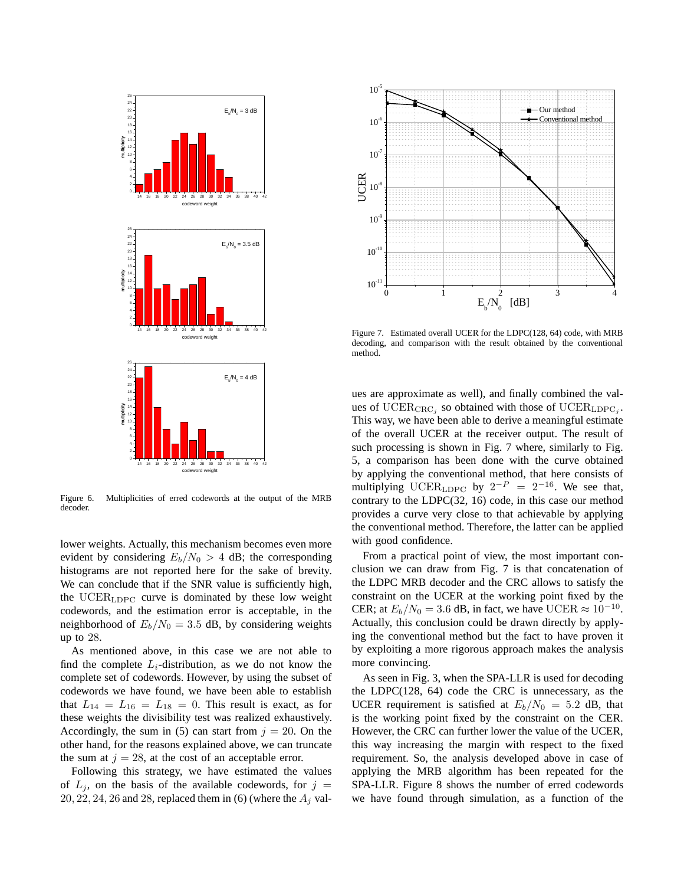Figure 6. Multiplicities of erred codewords at the output of the MRB decoder.

lower weights. Actually, this mechanism becomes even more evident by considering $E_b/N_0 > 4$ dB; the corresponding histograms are not reported here for the sake of brevity. We can conclude that if the SNR value is sufficiently high, the $\mathrm{UCER}_{\mathrm{LDPC}}$ curve is dominated by these low weight codewords, and the estimation error is acceptable, in the neighborhood of $E_b/N_0 = 3.5$ dB, by considering weights up to 28.

As mentioned above, in this case we are not able to find the complete $L_i$-distribution, as we do not know the complete set of codewords. However, by using the subset of codewords we have found, we have been able to establish that $L_{14} = L_{16} = L_{18} = 0$. This result is exact, as for these weights the divisibility test was realized exhaustively. Accordingly, the sum in (5) can start from $j = 20$. On the other hand, for the reasons explained above, we can truncate the sum at $j = 28$, at the cost of an acceptable error.

Following this strategy, we have estimated the values of $L_j$, on the basis of the available codewords, for $j = 20, 22, 24, 26$ and $28$, replaced them in (6) (where the $A_j$ values are approximate as well), and finally combined the values of $\mathrm{UCER}_{\mathrm{CRC}_j}$ so obtained with those of $\mathrm{UCER}_{\mathrm{LDPC}_j}$. This way, we have been able to derive a meaningful estimate of the overall UCER at the receiver output. The result of such processing is shown in Fig. 7 where, similarly to Fig. 5, a comparison has been done with the curve obtained by applying the conventional method, that here consists of multiplying $\mathrm{UCER}_{\mathrm{LDPC}}$ by $2^{-P} = 2^{-16}$. We see that, contrary to the LDPC(32, 16) code, in this case our method provides a curve very close to that achievable by applying the conventional method. Therefore, the latter can be applied with good confidence.

Figure 7. Estimated overall UCER for the LDPC(128, 64) code, with MRB decoding, and comparison with the result obtained by the conventional method.

From a practical point of view, the most important conclusion we can draw from Fig. 7 is that concatenation of the LDPC MRB decoder and the CRC allows to satisfy the constraint on the UCER at the working point fixed by the CER; at $E_b/N_0 = 3.6$ dB, in fact, we have $\mathrm{UCER} \approx 10^{-10}$. Actually, this conclusion could be drawn directly by applying the conventional method but the fact to have proven it by exploiting a more rigorous approach makes the analysis more convincing.

As seen in Fig. 3, when the SPA-LLR is used for decoding the LDPC(128, 64) code the CRC is unnecessary, as the UCER requirement is satisfied at $E_b/N_0 = 5.2$ dB, that is the working point fixed by the constraint on the CER. However, the CRC can further lower the value of the UCER, this way increasing the margin with respect to the fixed requirement. So, the analysis developed above in case of applying the MRB algorithm has been repeated for the SPA-LLR. Figure 8 shows the number of erred codewords we have found through simulation, as a function of the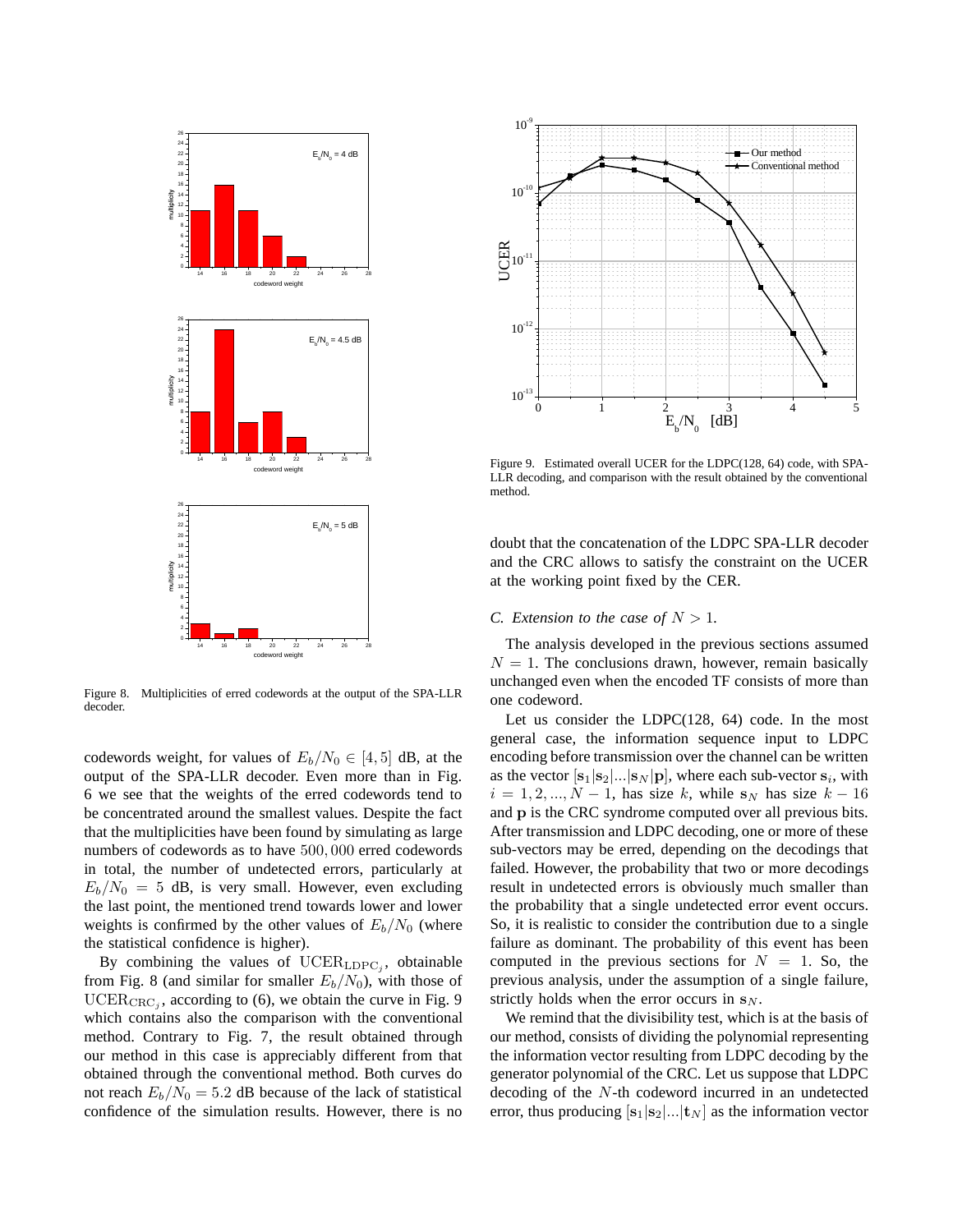Figure 8. Multiplicities of erred codewords at the output of the SPA-LLR decoder.

codewords weight, for values of $E_b/N_0 \in [4, 5]$ dB, at the output of the SPA-LLR decoder. Even more than in Fig. 6 we see that the weights of the erred codewords tend to be concentrated around the smallest values. Despite the fact that the multiplicities have been found by simulating as large numbers of codewords as to have $500,000$ erred codewords in total, the number of undetected errors, particularly at $E_b/N_0 = 5$ dB, is very small. However, even excluding the last point, the mentioned trend towards lower and lower weights is confirmed by the other values of $E_b/N_0$ (where the statistical confidence is higher).

By combining the values of $\mathrm{UCER}_{\mathrm{LDPC}_j}$, obtainable from Fig. 8 (and similar for smaller $E_b/N_0$), with those of $\mathrm{UCER}_{\mathrm{CRC}_j}$, according to (6), we obtain the curve in Fig. 9 which contains also the comparison with the conventional method. Contrary to Fig. 7, the result obtained through our method in this case is appreciably different from that obtained through the conventional method. Both curves do not reach $E_b/N_0 = 5.2$ dB because of the lack of statistical confidence of the simulation results. However, there is no doubt that the concatenation of the LDPC SPA-LLR decoder and the CRC allows to satisfy the constraint on the UCER at the working point fixed by the CER.

Figure 9. Estimated overall UCER for the LDPC(128, 64) code, with SPA-LLR decoding, and comparison with the result obtained by the conventional method.

### C. Extension to the case of $N > 1$.

The analysis developed in the previous sections assumed $N = 1$. The conclusions drawn, however, remain basically unchanged even when the encoded TF consists of more than one codeword.

Let us consider the LDPC(128, 64) code. In the most general case, the information sequence input to LDPC encoding before transmission over the channel can be written as the vector $[\mathbf{s}_1|\mathbf{s}_2|...|\mathbf{s}_N|\mathbf{p}]$, where each sub-vector $\mathbf{s}_i$, with $i = 1, 2, ..., N-1$, has size $k$, while $\mathbf{s}_N$ has size $k - 16$ and $\mathbf{p}$ is the CRC syndrome computed over all previous bits. After transmission and LDPC decoding, one or more of these sub-vectors may be erred, depending on the decodings that failed. However, the probability that two or more decodings result in undetected errors is obviously much smaller than the probability that a single undetected error event occurs. So, it is realistic to consider the contribution due to a single failure as dominant. The probability of this event has been computed in the previous sections for $N = 1$. So, the previous analysis, under the assumption of a single failure, strictly holds when the error occurs in $\mathbf{s}_N$.

We remind that the divisibility test, which is at the basis of our method, consists of dividing the polynomial representing the information vector resulting from LDPC decoding by the generator polynomial of the CRC. Let us suppose that LDPC decoding of the $N$-th codeword incurred in an undetected error, thus producing $[\mathbf{s}_1|\mathbf{s}_2|...|\mathbf{t}_N]$ as the information vector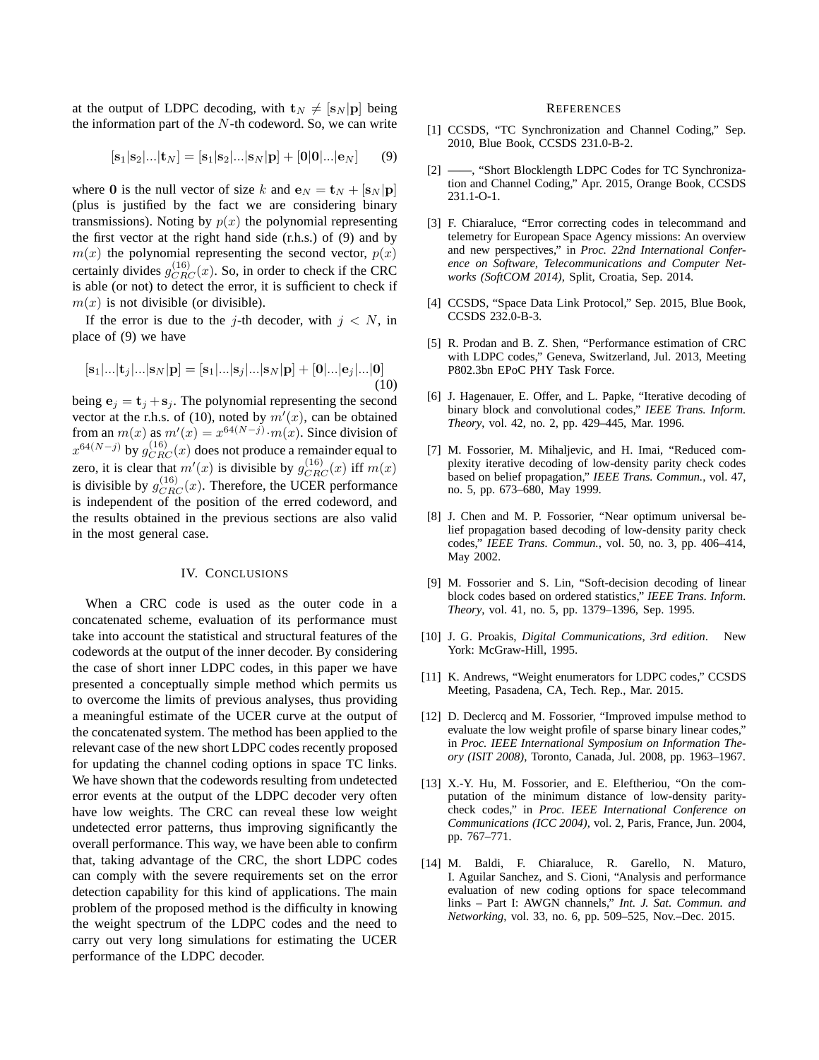at the output of LDPC decoding, with $\mathbf{t}_N \neq [\mathbf{s}_N|\mathbf{p}]$ being the information part of the $N$-th codeword. So, we can write

$$[\mathbf{s}_1|\mathbf{s}_2|...|\mathbf{t}_N] = [\mathbf{s}_1|\mathbf{s}_2|...|\mathbf{s}_N|\mathbf{p}] + [\mathbf{0}|\mathbf{0}|...|\mathbf{e}_N] \quad (9)$$

where $\mathbf{0}$ is the null vector of size $k$ and $\mathbf{e}_N = \mathbf{t}_N + [\mathbf{s}_N|\mathbf{p}]$ (plus is justified by the fact we are considering binary transmissions). Noting by $p(x)$ the polynomial representing the first vector at the right hand side (r.h.s.) of (9) and by $m(x)$ the polynomial representing the second vector, $p(x)$ certainly divides $g_{CRC}^{(16)}(x)$. So, in order to check if the CRC is able (or not) to detect the error, it is sufficient to check if $m(x)$ is not divisible (or divisible).

If the error is due to the $j$-th decoder, with $j < N$, in place of (9) we have

$$[\mathbf{s}_1|...|\mathbf{t}_j|...|\mathbf{s}_N|\mathbf{p}] = [\mathbf{s}_1|...|\mathbf{s}_j|...|\mathbf{s}_N|\mathbf{p}] + [\mathbf{0}|...|\mathbf{e}_j|...|\mathbf{0}] \quad (10)$$

being $\mathbf{e}_j = \mathbf{t}_j + \mathbf{s}_j$. The polynomial representing the second vector at the r.h.s. of (10), noted by $m'(x)$, can be obtained from an $m(x)$ as $m'(x) = x^{64(N-j)} \cdot m(x)$. Since division of $x^{64(N-j)}$ by $g_{CRC}^{(16)}(x)$ does not produce a remainder equal to zero, it is clear that $m'(x)$ is divisible by $g_{CRC}^{(16)}(x)$ iff $m(x)$ is divisible by $g_{CRC}^{(16)}(x)$. Therefore, the UCER performance is independent of the position of the erred codeword, and the results obtained in the previous sections are also valid in the most general case.

## IV. Conclusions

When a CRC code is used as the outer code in a concatenated scheme, evaluation of its performance must take into account the statistical and structural features of the codewords at the output of the inner decoder. By considering the case of short inner LDPC codes, in this paper we have presented a conceptually simple method which permits us to overcome the limits of previous analyses, thus providing a meaningful estimate of the UCER curve at the output of the concatenated system. The method has been applied to the relevant case of the new short LDPC codes recently proposed for updating the channel coding options in space TC links. We have shown that the codewords resulting from undetected error events at the output of the LDPC decoder very often have low weights. The CRC can reveal these low weight undetected error patterns, thus improving significantly the overall performance. This way, we have been able to confirm that, taking advantage of the CRC, the short LDPC codes can comply with the severe requirements set on the error detection capability for this kind of applications. The main problem of the proposed method is the difficulty in knowing the weight spectrum of the LDPC codes and the need to carry out very long simulations for estimating the UCER performance of the LDPC decoder.

## References

[1] CCSDS, "TC Synchronization and Channel Coding," Sep. 2010, Blue Book, CCSDS 231.0-B-2.

[2] ——, "Short Blocklength LDPC Codes for TC Synchronization and Channel Coding," Apr. 2015, Orange Book, CCSDS 231.1-O-1.

[3] F. Chiaraluce, "Error correcting codes in telecommand and telemetry for European Space Agency missions: An overview and new perspectives," in *Proc. 22nd International Conference on Software, Telecommunications and Computer Networks (SoftCOM 2014)*, Split, Croatia, Sep. 2014.

[4] CCSDS, "Space Data Link Protocol," Sep. 2015, Blue Book, CCSDS 232.0-B-3.

[5] R. Prodan and B. Z. Shen, "Performance estimation of CRC with LDPC codes," Geneva, Switzerland, Jul. 2013, Meeting P802.3bn EPoC PHY Task Force.

[6] J. Hagenauer, E. Offer, and L. Papke, "Iterative decoding of binary block and convolutional codes," *IEEE Trans. Inform. Theory*, vol. 42, no. 2, pp. 429–445, Mar. 1996.

[7] M. Fossorier, M. Mihaljevic, and H. Imai, "Reduced complexity iterative decoding of low-density parity check codes based on belief propagation," *IEEE Trans. Commun.*, vol. 47, no. 5, pp. 673–680, May 1999.

[8] J. Chen and M. P. Fossorier, "Near optimum universal belief propagation based decoding of low-density parity check codes," *IEEE Trans. Commun.*, vol. 50, no. 3, pp. 406–414, May 2002.

[9] M. Fossorier and S. Lin, "Soft-decision decoding of linear block codes based on ordered statistics," *IEEE Trans. Inform. Theory*, vol. 41, no. 5, pp. 1379–1396, Sep. 1995.

[10] J. G. Proakis, *Digital Communications, 3rd edition*. New York: McGraw-Hill, 1995.

[11] K. Andrews, "Weight enumerators for LDPC codes," CCSDS Meeting, Pasadena, CA, Tech. Rep., Mar. 2015.

[12] D. Declercq and M. Fossorier, "Improved impulse method to evaluate the low weight profile of sparse binary linear codes," in *Proc. IEEE International Symposium on Information Theory (ISIT 2008)*, Toronto, Canada, Jul. 2008, pp. 1963–1967.

[13] X.-Y. Hu, M. Fossorier, and E. Eleftheriou, "On the computation of the minimum distance of low-density parity-check codes," in *Proc. IEEE International Conference on Communications (ICC 2004)*, vol. 2, Paris, France, Jun. 2004, pp. 767–771.

[14] M. Baldi, F. Chiaraluce, R. Garello, N. Maturo, I. Aguilar Sanchez, and S. Cioni, "Analysis and performance evaluation of new coding options for space telecommand links – Part I: AWGN channels," *Int. J. Sat. Commun. and Networking*, vol. 33, no. 6, pp. 509–525, Nov.–Dec. 2015.